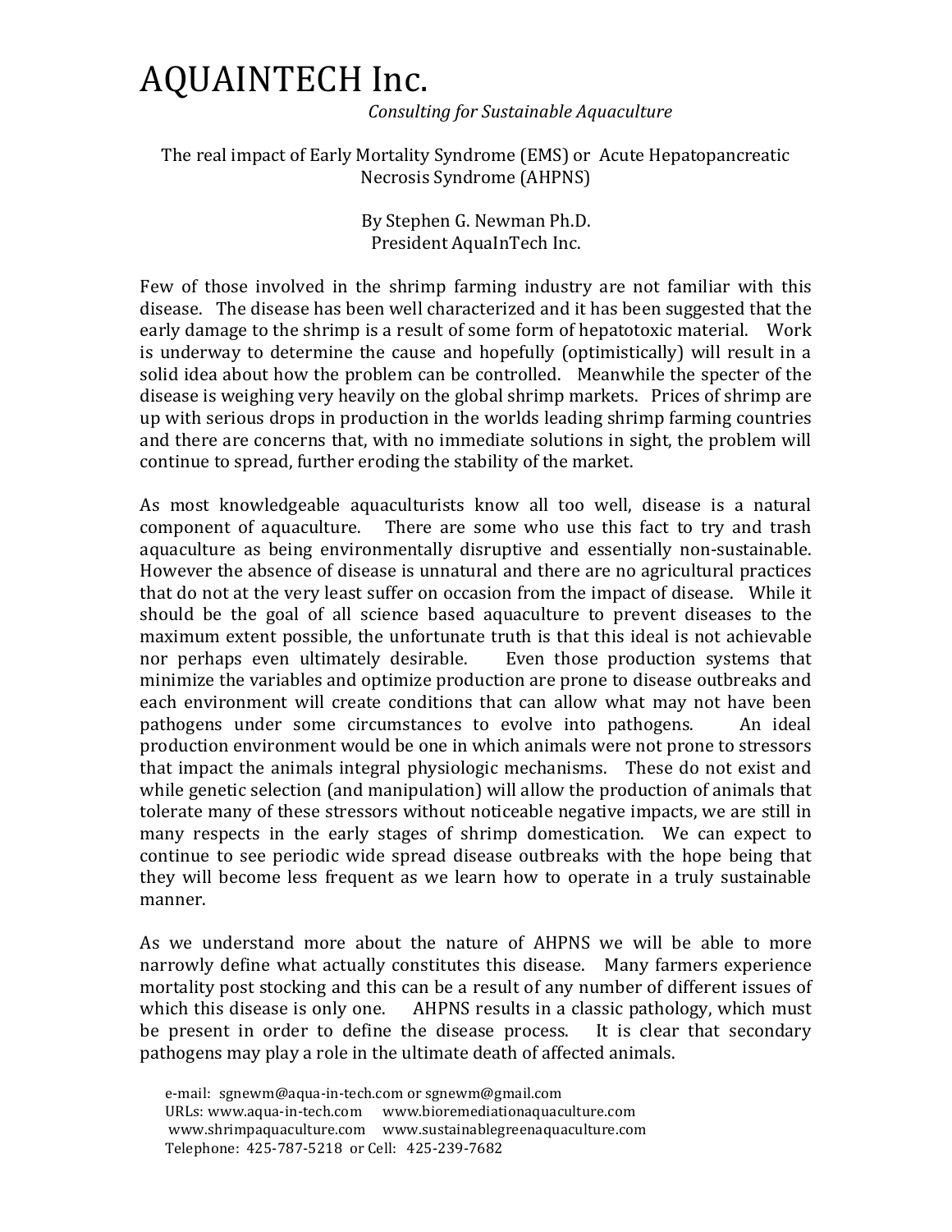# AQUAINTECH Inc.

*Consulting for Sustainable Aquaculture*

## The real impact of Early Mortality Syndrome (EMS) or Acute Hepatopancreatic Necrosis Syndrome (AHPNS)

By Stephen G. Newman Ph.D.
President AquaInTech Inc.

Few of those involved in the shrimp farming industry are not familiar with this disease. The disease has been well characterized and it has been suggested that the early damage to the shrimp is a result of some form of hepatotoxic material. Work is underway to determine the cause and hopefully (optimistically) will result in a solid idea about how the problem can be controlled. Meanwhile the specter of the disease is weighing very heavily on the global shrimp markets. Prices of shrimp are up with serious drops in production in the worlds leading shrimp farming countries and there are concerns that, with no immediate solutions in sight, the problem will continue to spread, further eroding the stability of the market.

As most knowledgeable aquaculturists know all too well, disease is a natural component of aquaculture. There are some who use this fact to try and trash aquaculture as being environmentally disruptive and essentially non-sustainable. However the absence of disease is unnatural and there are no agricultural practices that do not at the very least suffer on occasion from the impact of disease. While it should be the goal of all science based aquaculture to prevent diseases to the maximum extent possible, the unfortunate truth is that this ideal is not achievable nor perhaps even ultimately desirable. Even those production systems that minimize the variables and optimize production are prone to disease outbreaks and each environment will create conditions that can allow what may not have been pathogens under some circumstances to evolve into pathogens. An ideal production environment would be one in which animals were not prone to stressors that impact the animals integral physiologic mechanisms. These do not exist and while genetic selection (and manipulation) will allow the production of animals that tolerate many of these stressors without noticeable negative impacts, we are still in many respects in the early stages of shrimp domestication. We can expect to continue to see periodic wide spread disease outbreaks with the hope being that they will become less frequent as we learn how to operate in a truly sustainable manner.

As we understand more about the nature of AHPNS we will be able to more narrowly define what actually constitutes this disease. Many farmers experience mortality post stocking and this can be a result of any number of different issues of which this disease is only one. AHPNS results in a classic pathology, which must be present in order to define the disease process. It is clear that secondary pathogens may play a role in the ultimate death of affected animals.

e-mail: sgnewm@aqua-in-tech.com or sgnewm@gmail.com
URLs: www.aqua-in-tech.com www.bioremediationaquaculture.com
www.shrimpaquaculture.com www.sustainablegreenaquaculture.com
Telephone: 425-787-5218 or Cell: 425-239-7682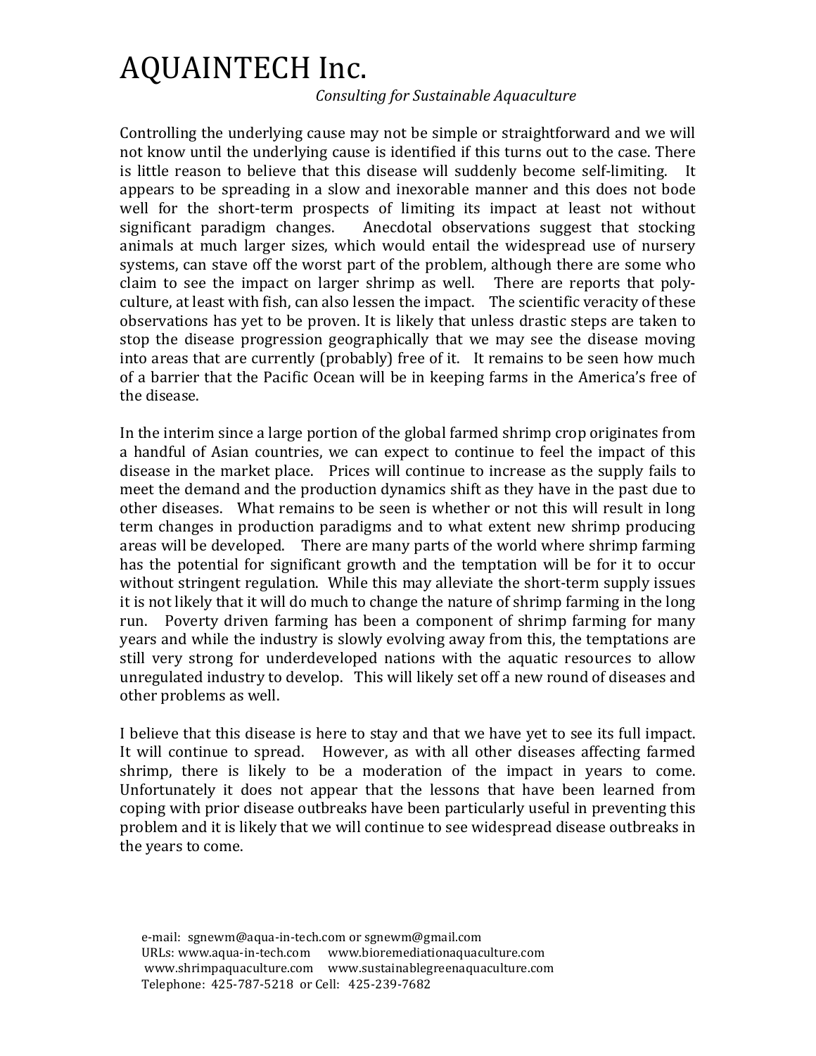Controlling the underlying cause may not be simple or straightforward and we will not know until the underlying cause is identified if this turns out to the case. There is little reason to believe that this disease will suddenly become self-limiting. It appears to be spreading in a slow and inexorable manner and this does not bode well for the short-term prospects of limiting its impact at least not without significant paradigm changes. Anecdotal observations suggest that stocking animals at much larger sizes, which would entail the widespread use of nursery systems, can stave off the worst part of the problem, although there are some who claim to see the impact on larger shrimp as well. There are reports that poly-culture, at least with fish, can also lessen the impact. The scientific veracity of these observations has yet to be proven. It is likely that unless drastic steps are taken to stop the disease progression geographically that we may see the disease moving into areas that are currently (probably) free of it. It remains to be seen how much of a barrier that the Pacific Ocean will be in keeping farms in the America's free of the disease.

In the interim since a large portion of the global farmed shrimp crop originates from a handful of Asian countries, we can expect to continue to feel the impact of this disease in the market place. Prices will continue to increase as the supply fails to meet the demand and the production dynamics shift as they have in the past due to other diseases. What remains to be seen is whether or not this will result in long term changes in production paradigms and to what extent new shrimp producing areas will be developed. There are many parts of the world where shrimp farming has the potential for significant growth and the temptation will be for it to occur without stringent regulation. While this may alleviate the short-term supply issues it is not likely that it will do much to change the nature of shrimp farming in the long run. Poverty driven farming has been a component of shrimp farming for many years and while the industry is slowly evolving away from this, the temptations are still very strong for underdeveloped nations with the aquatic resources to allow unregulated industry to develop. This will likely set off a new round of diseases and other problems as well.

I believe that this disease is here to stay and that we have yet to see its full impact. It will continue to spread. However, as with all other diseases affecting farmed shrimp, there is likely to be a moderation of the impact in years to come. Unfortunately it does not appear that the lessons that have been learned from coping with prior disease outbreaks have been particularly useful in preventing this problem and it is likely that we will continue to see widespread disease outbreaks in the years to come.